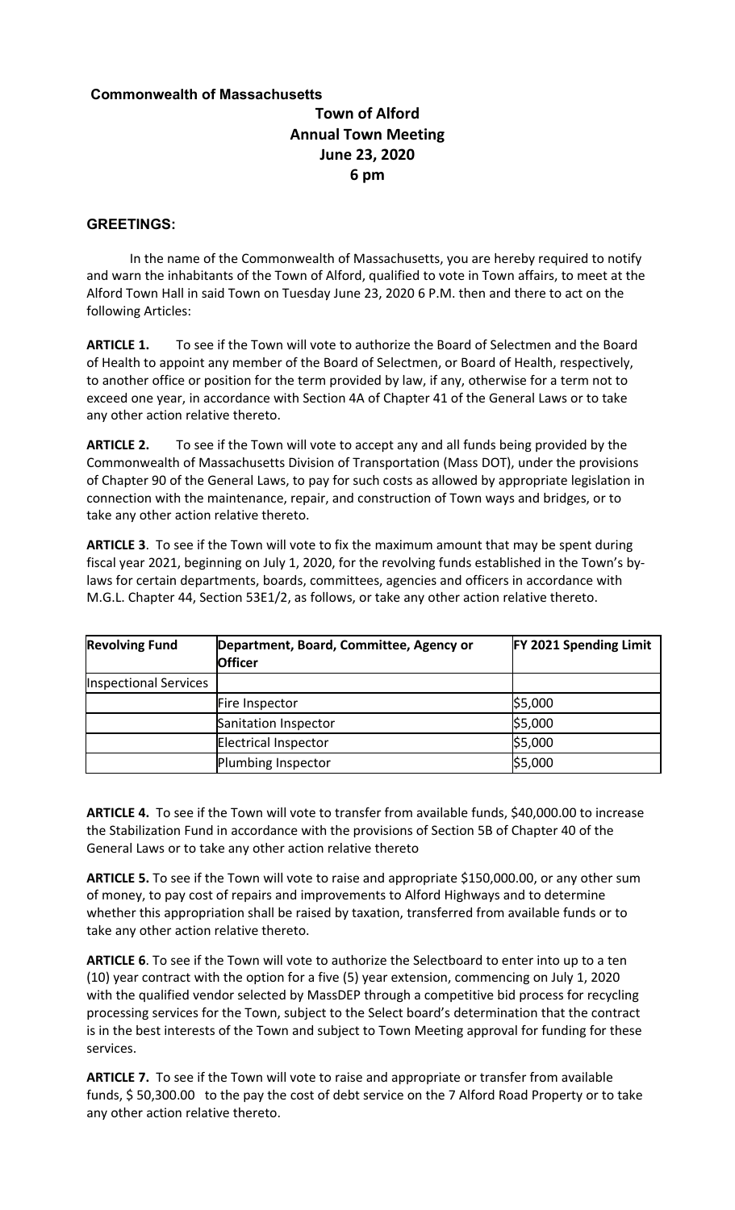**Commonwealth of Massachusetts**

# Town of Alford
## Annual Town Meeting
## June 23, 2020
## 6 pm

**GREETINGS:**

In the name of the Commonwealth of Massachusetts, you are hereby required to notify and warn the inhabitants of the Town of Alford, qualified to vote in Town affairs, to meet at the Alford Town Hall in said Town on Tuesday June 23, 2020 6 P.M. then and there to act on the following Articles:

**ARTICLE 1.** To see if the Town will vote to authorize the Board of Selectmen and the Board of Health to appoint any member of the Board of Selectmen, or Board of Health, respectively, to another office or position for the term provided by law, if any, otherwise for a term not to exceed one year, in accordance with Section 4A of Chapter 41 of the General Laws or to take any other action relative thereto.

**ARTICLE 2.** To see if the Town will vote to accept any and all funds being provided by the Commonwealth of Massachusetts Division of Transportation (Mass DOT), under the provisions of Chapter 90 of the General Laws, to pay for such costs as allowed by appropriate legislation in connection with the maintenance, repair, and construction of Town ways and bridges, or to take any other action relative thereto.

**ARTICLE 3**. To see if the Town will vote to fix the maximum amount that may be spent during fiscal year 2021, beginning on July 1, 2020, for the revolving funds established in the Town's by-laws for certain departments, boards, committees, agencies and officers in accordance with M.G.L. Chapter 44, Section 53E1/2, as follows, or take any other action relative thereto.

| Revolving Fund | Department, Board, Committee, Agency or Officer | FY 2021 Spending Limit |
|---|---|---|
| Inspectional Services | | |
| | Fire Inspector | $5,000 |
| | Sanitation Inspector | $5,000 |
| | Electrical Inspector | $5,000 |
| | Plumbing Inspector | $5,000 |

**ARTICLE 4.** To see if the Town will vote to transfer from available funds, $40,000.00 to increase the Stabilization Fund in accordance with the provisions of Section 5B of Chapter 40 of the General Laws or to take any other action relative thereto

**ARTICLE 5.** To see if the Town will vote to raise and appropriate $150,000.00, or any other sum of money, to pay cost of repairs and improvements to Alford Highways and to determine whether this appropriation shall be raised by taxation, transferred from available funds or to take any other action relative thereto.

**ARTICLE 6**. To see if the Town will vote to authorize the Selectboard to enter into up to a ten (10) year contract with the option for a five (5) year extension, commencing on July 1, 2020 with the qualified vendor selected by MassDEP through a competitive bid process for recycling processing services for the Town, subject to the Select board's determination that the contract is in the best interests of the Town and subject to Town Meeting approval for funding for these services.

**ARTICLE 7.** To see if the Town will vote to raise and appropriate or transfer from available funds, $ 50,300.00 to the pay the cost of debt service on the 7 Alford Road Property or to take any other action relative thereto.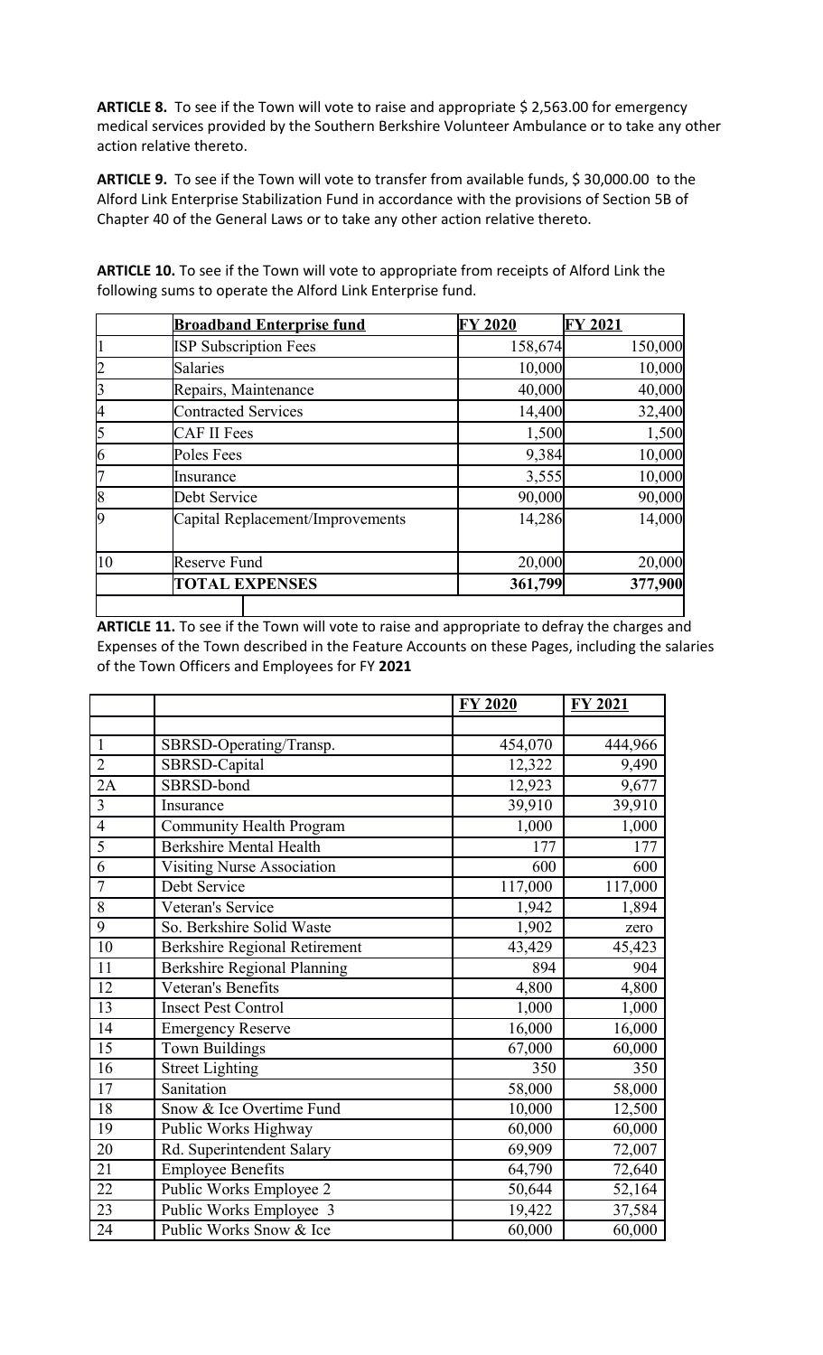**ARTICLE 8.** To see if the Town will vote to raise and appropriate $ 2,563.00 for emergency medical services provided by the Southern Berkshire Volunteer Ambulance or to take any other action relative thereto.

**ARTICLE 9.** To see if the Town will vote to transfer from available funds, $ 30,000.00 to the Alford Link Enterprise Stabilization Fund in accordance with the provisions of Section 5B of Chapter 40 of the General Laws or to take any other action relative thereto.

**ARTICLE 10.** To see if the Town will vote to appropriate from receipts of Alford Link the following sums to operate the Alford Link Enterprise fund.

| | **Broadband Enterprise fund** | **FY 2020** | **FY 2021** |
|---|---|---|---|
| 1 | ISP Subscription Fees | 158,674 | 150,000 |
| 2 | Salaries | 10,000 | 10,000 |
| 3 | Repairs, Maintenance | 40,000 | 40,000 |
| 4 | Contracted Services | 14,400 | 32,400 |
| 5 | CAF II Fees | 1,500 | 1,500 |
| 6 | Poles Fees | 9,384 | 10,000 |
| 7 | Insurance | 3,555 | 10,000 |
| 8 | Debt Service | 90,000 | 90,000 |
| 9 | Capital Replacement/Improvements | 14,286 | 14,000 |
| 10 | Reserve Fund | 20,000 | 20,000 |
| | **TOTAL EXPENSES** | **361,799** | **377,900** |

**ARTICLE 11.** To see if the Town will vote to raise and appropriate to defray the charges and Expenses of the Town described in the Feature Accounts on these Pages, including the salaries of the Town Officers and Employees for FY **2021**

| | | **FY 2020** | **FY 2021** |
|---|---|---|---|
| 1 | SBRSD-Operating/Transp. | 454,070 | 444,966 |
| 2 | SBRSD-Capital | 12,322 | 9,490 |
| 2A | SBRSD-bond | 12,923 | 9,677 |
| 3 | Insurance | 39,910 | 39,910 |
| 4 | Community Health Program | 1,000 | 1,000 |
| 5 | Berkshire Mental Health | 177 | 177 |
| 6 | Visiting Nurse Association | 600 | 600 |
| 7 | Debt Service | 117,000 | 117,000 |
| 8 | Veteran's Service | 1,942 | 1,894 |
| 9 | So. Berkshire Solid Waste | 1,902 | zero |
| 10 | Berkshire Regional Retirement | 43,429 | 45,423 |
| 11 | Berkshire Regional Planning | 894 | 904 |
| 12 | Veteran's Benefits | 4,800 | 4,800 |
| 13 | Insect Pest Control | 1,000 | 1,000 |
| 14 | Emergency Reserve | 16,000 | 16,000 |
| 15 | Town Buildings | 67,000 | 60,000 |
| 16 | Street Lighting | 350 | 350 |
| 17 | Sanitation | 58,000 | 58,000 |
| 18 | Snow & Ice Overtime Fund | 10,000 | 12,500 |
| 19 | Public Works Highway | 60,000 | 60,000 |
| 20 | Rd. Superintendent Salary | 69,909 | 72,007 |
| 21 | Employee Benefits | 64,790 | 72,640 |
| 22 | Public Works Employee 2 | 50,644 | 52,164 |
| 23 | Public Works Employee 3 | 19,422 | 37,584 |
| 24 | Public Works Snow & Ice | 60,000 | 60,000 |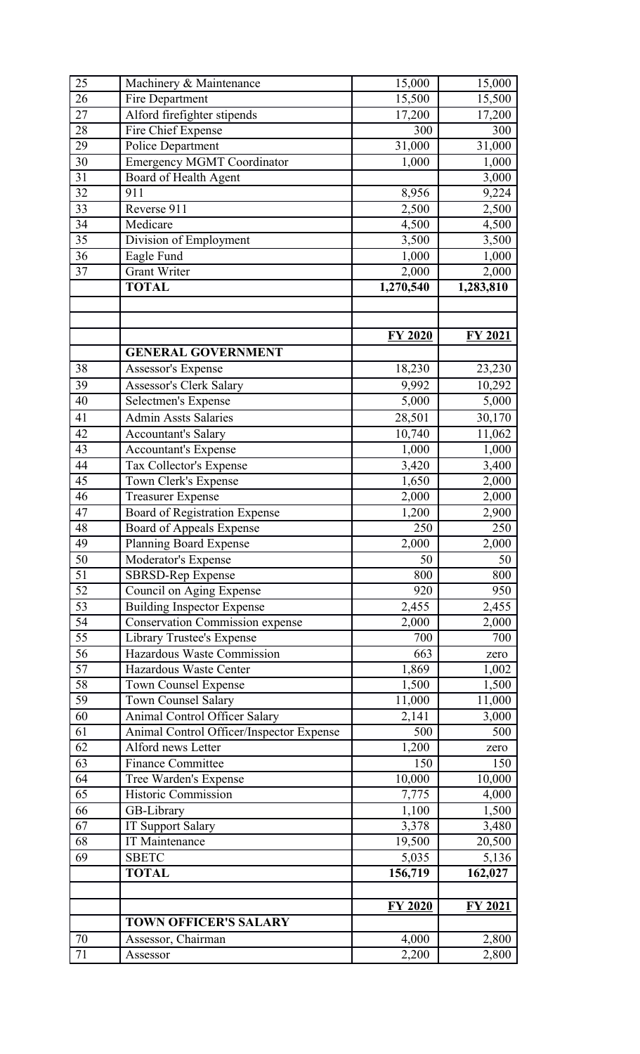| | | | |
|---|---|---|---|
| 25 | Machinery & Maintenance | 15,000 | 15,000 |
| 26 | Fire Department | 15,500 | 15,500 |
| 27 | Alford firefighter stipends | 17,200 | 17,200 |
| 28 | Fire Chief Expense | 300 | 300 |
| 29 | Police Department | 31,000 | 31,000 |
| 30 | Emergency MGMT Coordinator | 1,000 | 1,000 |
| 31 | Board of Health Agent | | 3,000 |
| 32 | 911 | 8,956 | 9,224 |
| 33 | Reverse 911 | 2,500 | 2,500 |
| 34 | Medicare | 4,500 | 4,500 |
| 35 | Division of Employment | 3,500 | 3,500 |
| 36 | Eagle Fund | 1,000 | 1,000 |
| 37 | Grant Writer | 2,000 | 2,000 |
| | **TOTAL** | **1,270,540** | **1,283,810** |

| | | **FY 2020** | **FY 2021** |
|---|---|---|---|
| | **GENERAL GOVERNMENT** | | |
| 38 | Assessor's Expense | 18,230 | 23,230 |
| 39 | Assessor's Clerk Salary | 9,992 | 10,292 |
| 40 | Selectmen's Expense | 5,000 | 5,000 |
| 41 | Admin Assts Salaries | 28,501 | 30,170 |
| 42 | Accountant's Salary | 10,740 | 11,062 |
| 43 | Accountant's Expense | 1,000 | 1,000 |
| 44 | Tax Collector's Expense | 3,420 | 3,400 |
| 45 | Town Clerk's Expense | 1,650 | 2,000 |
| 46 | Treasurer Expense | 2,000 | 2,000 |
| 47 | Board of Registration Expense | 1,200 | 2,900 |
| 48 | Board of Appeals Expense | 250 | 250 |
| 49 | Planning Board Expense | 2,000 | 2,000 |
| 50 | Moderator's Expense | 50 | 50 |
| 51 | SBRSD-Rep Expense | 800 | 800 |
| 52 | Council on Aging Expense | 920 | 950 |
| 53 | Building Inspector Expense | 2,455 | 2,455 |
| 54 | Conservation Commission expense | 2,000 | 2,000 |
| 55 | Library Trustee's Expense | 700 | 700 |
| 56 | Hazardous Waste Commission | 663 | zero |
| 57 | Hazardous Waste Center | 1,869 | 1,002 |
| 58 | Town Counsel Expense | 1,500 | 1,500 |
| 59 | Town Counsel Salary | 11,000 | 11,000 |
| 60 | Animal Control Officer Salary | 2,141 | 3,000 |
| 61 | Animal Control Officer/Inspector Expense | 500 | 500 |
| 62 | Alford news Letter | 1,200 | zero |
| 63 | Finance Committee | 150 | 150 |
| 64 | Tree Warden's Expense | 10,000 | 10,000 |
| 65 | Historic Commission | 7,775 | 4,000 |
| 66 | GB-Library | 1,100 | 1,500 |
| 67 | IT Support Salary | 3,378 | 3,480 |
| 68 | IT Maintenance | 19,500 | 20,500 |
| 69 | SBETC | 5,035 | 5,136 |
| | **TOTAL** | **156,719** | **162,027** |

| | | **FY 2020** | **FY 2021** |
|---|---|---|---|
| | **TOWN OFFICER'S SALARY** | | |
| 70 | Assessor, Chairman | 4,000 | 2,800 |
| 71 | Assessor | 2,200 | 2,800 |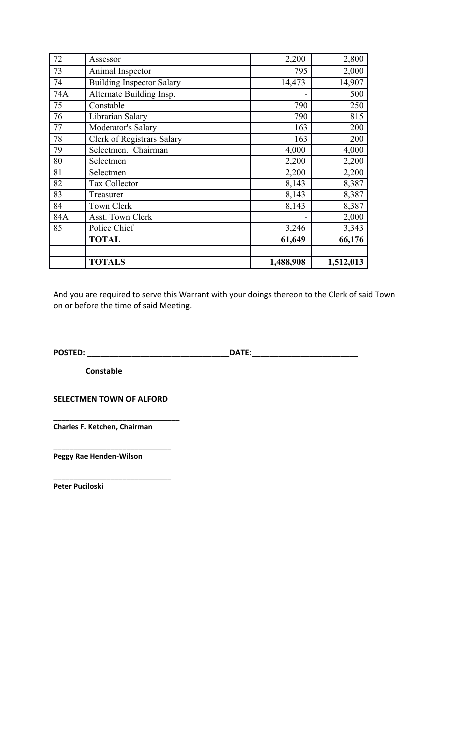| | | | |
|---|---|---|---|
| 72 | Assessor | 2,200 | 2,800 |
| 73 | Animal Inspector | 795 | 2,000 |
| 74 | Building Inspector Salary | 14,473 | 14,907 |
| 74A | Alternate Building Insp. | - | 500 |
| 75 | Constable | 790 | 250 |
| 76 | Librarian Salary | 790 | 815 |
| 77 | Moderator's Salary | 163 | 200 |
| 78 | Clerk of Registrars Salary | 163 | 200 |
| 79 | Selectmen. Chairman | 4,000 | 4,000 |
| 80 | Selectmen | 2,200 | 2,200 |
| 81 | Selectmen | 2,200 | 2,200 |
| 82 | Tax Collector | 8,143 | 8,387 |
| 83 | Treasurer | 8,143 | 8,387 |
| 84 | Town Clerk | 8,143 | 8,387 |
| 84A | Asst. Town Clerk | - | 2,000 |
| 85 | Police Chief | 3,246 | 3,343 |
| | **TOTAL** | **61,649** | **66,176** |
| | | | |
| | **TOTALS** | **1,488,908** | **1,512,013** |

And you are required to serve this Warrant with your doings thereon to the Clerk of said Town on or before the time of said Meeting.

**POSTED:** ______________________________**DATE**:______________________

**Constable**

**SELECTMEN TOWN OF ALFORD**

______________________________
**Charles F. Ketchen, Chairman**

______________________________
**Peggy Rae Henden-Wilson**

______________________________
**Peter Puciloski**